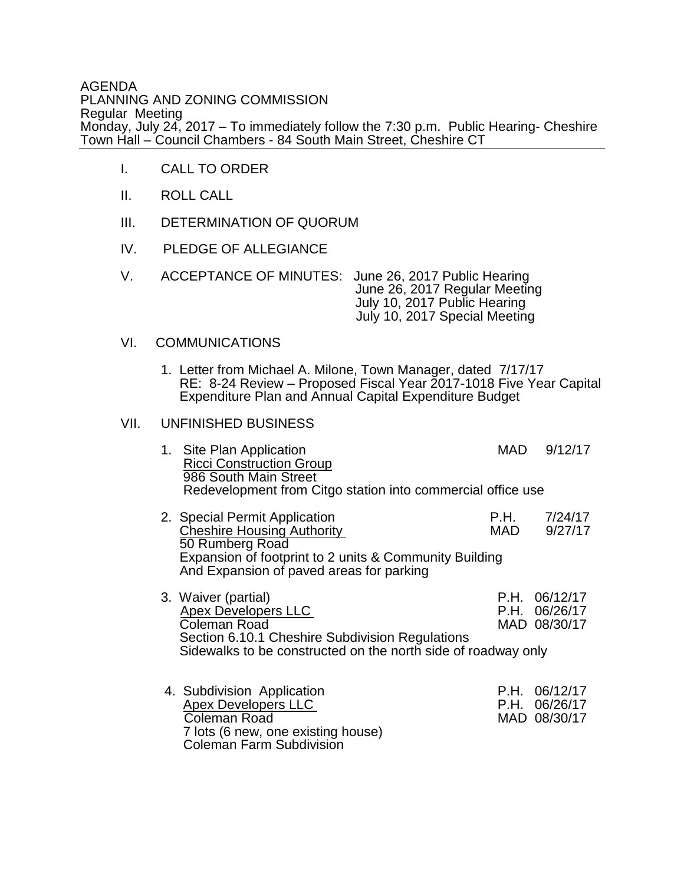AGENDA
PLANNING AND ZONING COMMISSION
Regular Meeting
Monday, July 24, 2017 – To immediately follow the 7:30 p.m. Public Hearing- Cheshire Town Hall – Council Chambers - 84 South Main Street, Cheshire CT

I. CALL TO ORDER

II. ROLL CALL

III. DETERMINATION OF QUORUM

IV. PLEDGE OF ALLEGIANCE

V. ACCEPTANCE OF MINUTES: June 26, 2017 Public Hearing
June 26, 2017 Regular Meeting
July 10, 2017 Public Hearing
July 10, 2017 Special Meeting

VI. COMMUNICATIONS

1. Letter from Michael A. Milone, Town Manager, dated 7/17/17
RE: 8-24 Review – Proposed Fiscal Year 2017-1018 Five Year Capital Expenditure Plan and Annual Capital Expenditure Budget

VII. UNFINISHED BUSINESS

1. Site Plan Application — MAD 9/12/17
<u>Ricci Construction Group</u>
986 South Main Street
Redevelopment from Citgo station into commercial office use

2. Special Permit Application — P.H. 7/24/17
<u>Cheshire Housing Authority</u> — MAD 9/27/17
50 Rumberg Road
Expansion of footprint to 2 units & Community Building
And Expansion of paved areas for parking

3. Waiver (partial) — P.H. 06/12/17
<u>Apex Developers LLC</u> — P.H. 06/26/17
Coleman Road — MAD 08/30/17
Section 6.10.1 Cheshire Subdivision Regulations
Sidewalks to be constructed on the north side of roadway only

4. Subdivision Application — P.H. 06/12/17
<u>Apex Developers LLC</u> — P.H. 06/26/17
Coleman Road — MAD 08/30/17
7 lots (6 new, one existing house)
Coleman Farm Subdivision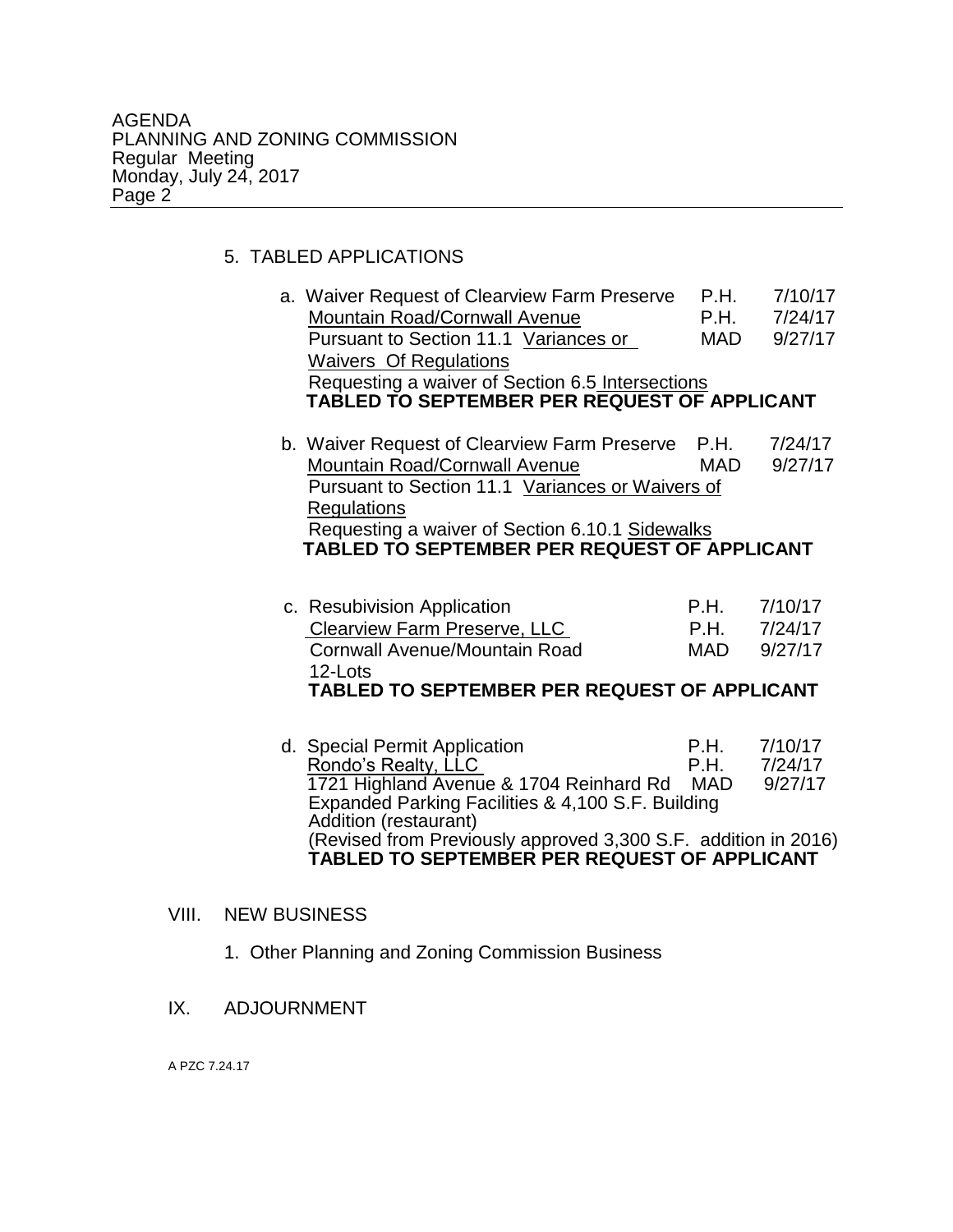5. TABLED APPLICATIONS

a. Waiver Request of Clearview Farm Preserve P.H. 7/10/17
 Mountain Road/Cornwall Avenue P.H. 7/24/17
 Pursuant to Section 11.1 Variances or Waivers Of Regulations MAD 9/27/17
 Requesting a waiver of Section 6.5 Intersections
 **TABLED TO SEPTEMBER PER REQUEST OF APPLICANT**

b. Waiver Request of Clearview Farm Preserve P.H. 7/24/17
 Mountain Road/Cornwall Avenue MAD 9/27/17
 Pursuant to Section 11.1 Variances or Waivers of Regulations
 Requesting a waiver of Section 6.10.1 Sidewalks
 **TABLED TO SEPTEMBER PER REQUEST OF APPLICANT**

c. Resubivision Application P.H. 7/10/17
 Clearview Farm Preserve, LLC P.H. 7/24/17
 Cornwall Avenue/Mountain Road MAD 9/27/17
 12-Lots
 **TABLED TO SEPTEMBER PER REQUEST OF APPLICANT**

d. Special Permit Application P.H. 7/10/17
 Rondo's Realty, LLC P.H. 7/24/17
 1721 Highland Avenue & 1704 Reinhard Rd MAD 9/27/17
 Expanded Parking Facilities & 4,100 S.F. Building Addition (restaurant)
 (Revised from Previously approved 3,300 S.F. addition in 2016)
 **TABLED TO SEPTEMBER PER REQUEST OF APPLICANT**

VIII. NEW BUSINESS

1. Other Planning and Zoning Commission Business

IX. ADJOURNMENT

A PZC 7.24.17